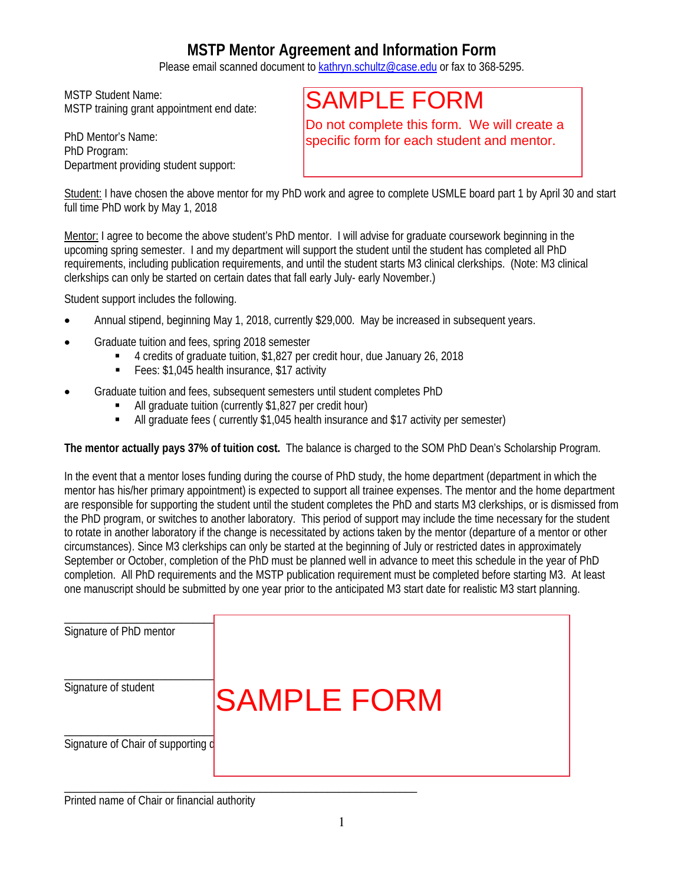# MSTP Mentor Agreement and Information Form

Please email scanned document to kathryn.schultz@case.edu or fax to 368-5295.

MSTP Student Name:
MSTP training grant appointment end date:

PhD Mentor's Name:
PhD Program:
Department providing student support:

SAMPLE FORM

Do not complete this form. We will create a specific form for each student and mentor.

Student: I have chosen the above mentor for my PhD work and agree to complete USMLE board part 1 by April 30 and start full time PhD work by May 1, 2018

Mentor: I agree to become the above student's PhD mentor. I will advise for graduate coursework beginning in the upcoming spring semester. I and my department will support the student until the student has completed all PhD requirements, including publication requirements, and until the student starts M3 clinical clerkships. (Note: M3 clinical clerkships can only be started on certain dates that fall early July- early November.)

Student support includes the following.

- Annual stipend, beginning May 1, 2018, currently $29,000. May be increased in subsequent years.
- Graduate tuition and fees, spring 2018 semester
  - 4 credits of graduate tuition, $1,827 per credit hour, due January 26, 2018
  - Fees: $1,045 health insurance, $17 activity
- Graduate tuition and fees, subsequent semesters until student completes PhD
  - All graduate tuition (currently $1,827 per credit hour)
  - All graduate fees ( currently $1,045 health insurance and $17 activity per semester)

**The mentor actually pays 37% of tuition cost.** The balance is charged to the SOM PhD Dean's Scholarship Program.

In the event that a mentor loses funding during the course of PhD study, the home department (department in which the mentor has his/her primary appointment) is expected to support all trainee expenses. The mentor and the home department are responsible for supporting the student until the student completes the PhD and starts M3 clerkships, or is dismissed from the PhD program, or switches to another laboratory. This period of support may include the time necessary for the student to rotate in another laboratory if the change is necessitated by actions taken by the mentor (departure of a mentor or other circumstances). Since M3 clerkships can only be started at the beginning of July or restricted dates in approximately September or October, completion of the PhD must be planned well in advance to meet this schedule in the year of PhD completion. All PhD requirements and the MSTP publication requirement must be completed before starting M3. At least one manuscript should be submitted by one year prior to the anticipated M3 start date for realistic M3 start planning.

\_\_\_\_\_\_\_\_\_\_\_\_\_\_\_\_\_\_\_\_\_\_\_\_
Signature of PhD mentor

\_\_\_\_\_\_\_\_\_\_\_\_\_\_\_\_\_\_\_\_\_\_\_\_
Signature of student

\_\_\_\_\_\_\_\_\_\_\_\_\_\_\_\_\_\_\_\_\_\_\_\_
Signature of Chair of supporting d

SAMPLE FORM

\_\_\_\_\_\_\_\_\_\_\_\_\_\_\_\_\_\_\_\_\_\_\_\_\_\_\_\_\_\_\_\_\_\_\_\_\_\_\_\_\_\_\_\_\_\_\_\_\_\_\_\_
Printed name of Chair or financial authority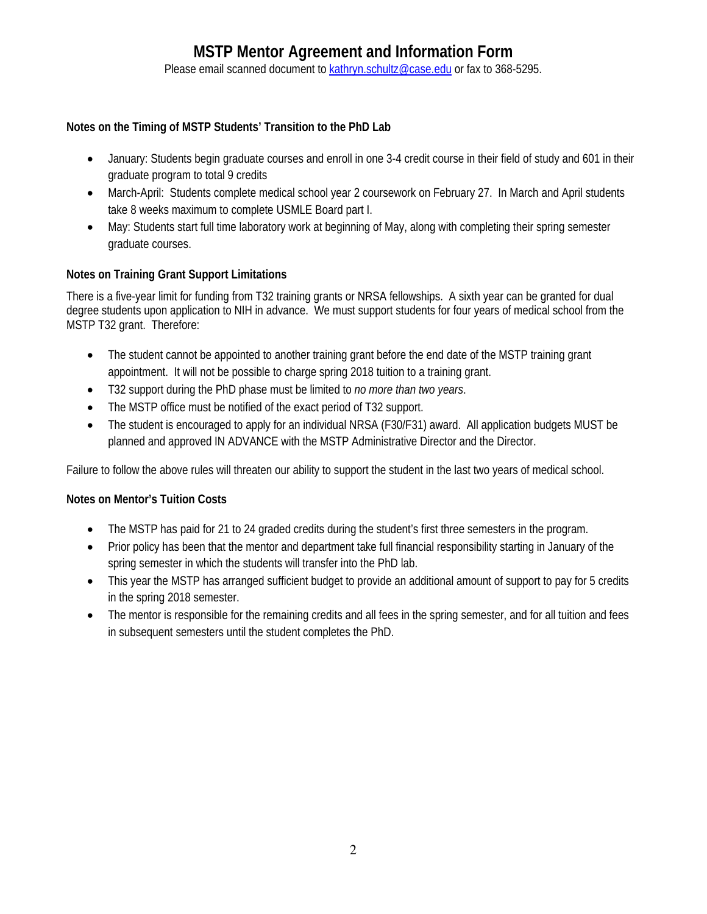# MSTP Mentor Agreement and Information Form

Please email scanned document to kathryn.schultz@case.edu or fax to 368-5295.

**Notes on the Timing of MSTP Students' Transition to the PhD Lab**

- January: Students begin graduate courses and enroll in one 3-4 credit course in their field of study and 601 in their graduate program to total 9 credits
- March-April: Students complete medical school year 2 coursework on February 27. In March and April students take 8 weeks maximum to complete USMLE Board part I.
- May: Students start full time laboratory work at beginning of May, along with completing their spring semester graduate courses.

**Notes on Training Grant Support Limitations**

There is a five-year limit for funding from T32 training grants or NRSA fellowships. A sixth year can be granted for dual degree students upon application to NIH in advance. We must support students for four years of medical school from the MSTP T32 grant. Therefore:

- The student cannot be appointed to another training grant before the end date of the MSTP training grant appointment. It will not be possible to charge spring 2018 tuition to a training grant.
- T32 support during the PhD phase must be limited to *no more than two years*.
- The MSTP office must be notified of the exact period of T32 support.
- The student is encouraged to apply for an individual NRSA (F30/F31) award. All application budgets MUST be planned and approved IN ADVANCE with the MSTP Administrative Director and the Director.

Failure to follow the above rules will threaten our ability to support the student in the last two years of medical school.

**Notes on Mentor's Tuition Costs**

- The MSTP has paid for 21 to 24 graded credits during the student's first three semesters in the program.
- Prior policy has been that the mentor and department take full financial responsibility starting in January of the spring semester in which the students will transfer into the PhD lab.
- This year the MSTP has arranged sufficient budget to provide an additional amount of support to pay for 5 credits in the spring 2018 semester.
- The mentor is responsible for the remaining credits and all fees in the spring semester, and for all tuition and fees in subsequent semesters until the student completes the PhD.